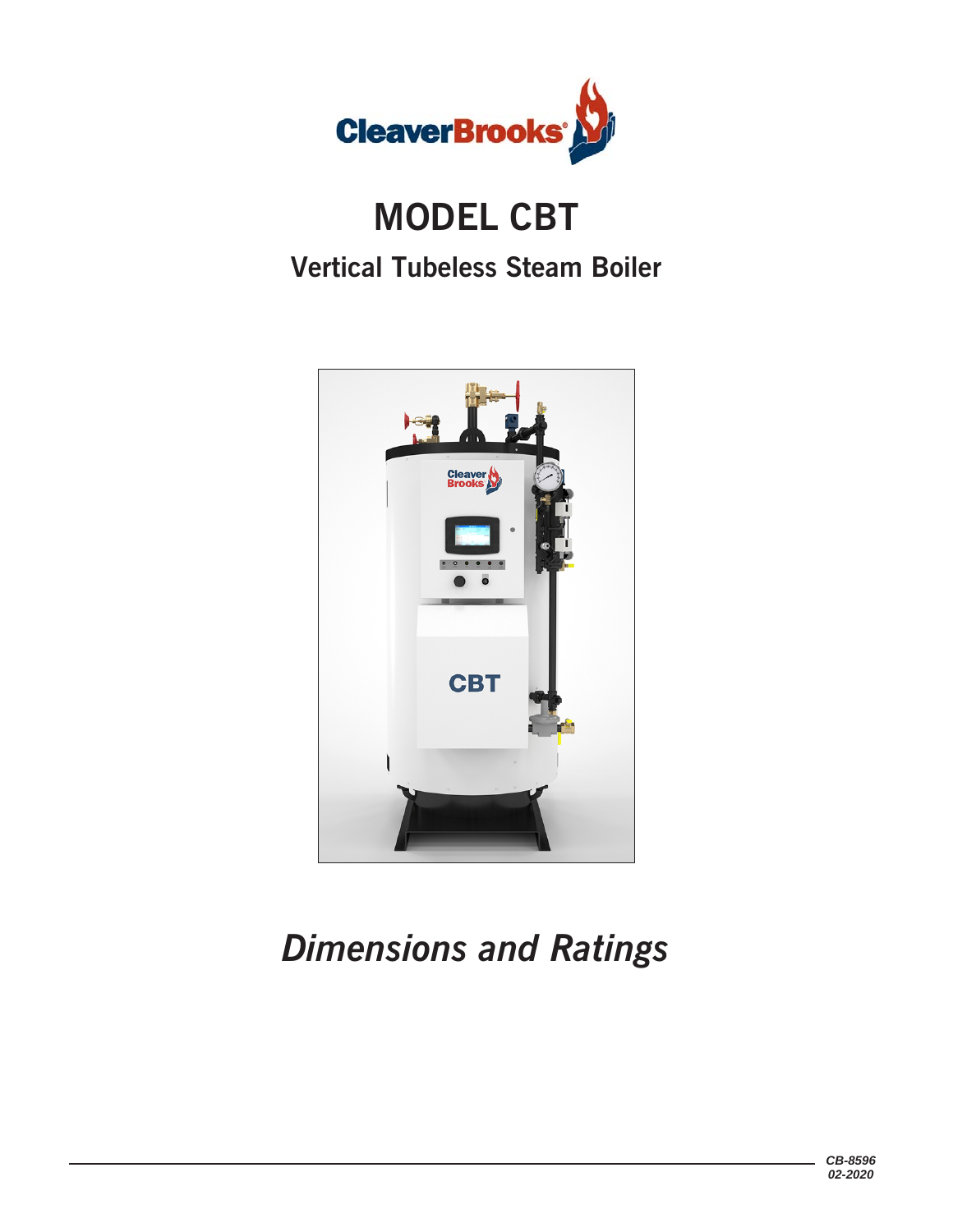# MODEL CBT

## Vertical Tubeless Steam Boiler

# *Dimensions and Ratings*

*CB-8596*
*02-2020*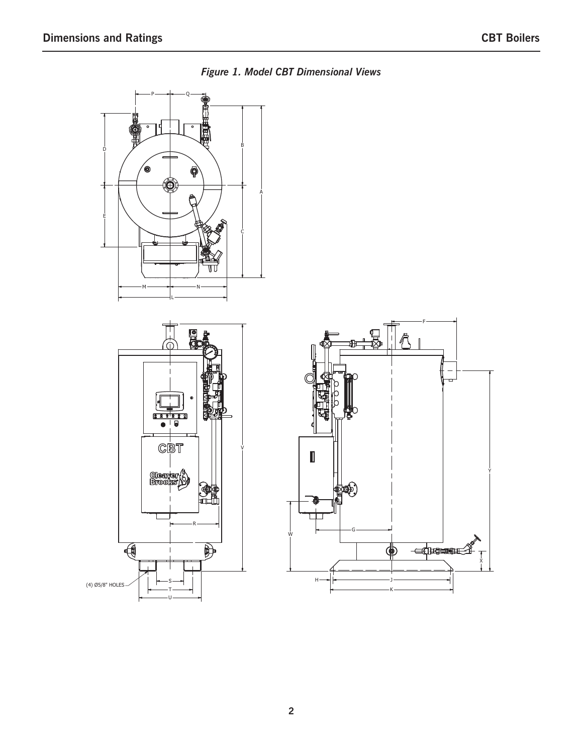*Figure 1. Model CBT Dimensional Views*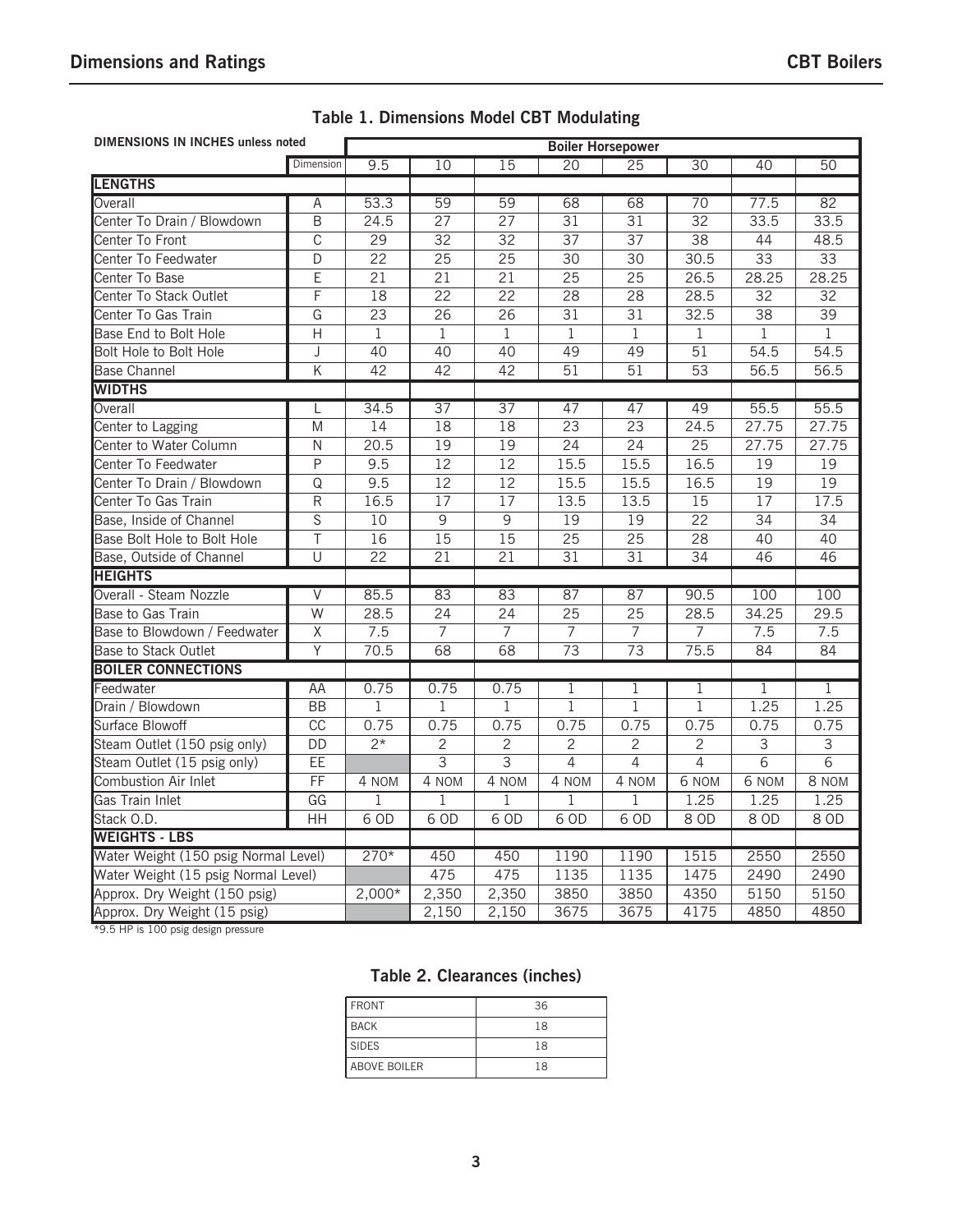# Table 1. Dimensions Model CBT Modulating

| DIMENSIONS IN INCHES unless noted | | Boiler Horsepower | | | | | | | |
|---|---|---|---|---|---|---|---|---|---|
| | Dimension | 9.5 | 10 | 15 | 20 | 25 | 30 | 40 | 50 |
| **LENGTHS** | | | | | | | | | |
| Overall | A | 53.3 | 59 | 59 | 68 | 68 | 70 | 77.5 | 82 |
| Center To Drain / Blowdown | B | 24.5 | 27 | 27 | 31 | 31 | 32 | 33.5 | 33.5 |
| Center To Front | C | 29 | 32 | 32 | 37 | 37 | 38 | 44 | 48.5 |
| Center To Feedwater | D | 22 | 25 | 25 | 30 | 30 | 30.5 | 33 | 33 |
| Center To Base | E | 21 | 21 | 21 | 25 | 25 | 26.5 | 28.25 | 28.25 |
| Center To Stack Outlet | F | 18 | 22 | 22 | 28 | 28 | 28.5 | 32 | 32 |
| Center To Gas Train | G | 23 | 26 | 26 | 31 | 31 | 32.5 | 38 | 39 |
| Base End to Bolt Hole | H | 1 | 1 | 1 | 1 | 1 | 1 | 1 | 1 |
| Bolt Hole to Bolt Hole | J | 40 | 40 | 40 | 49 | 49 | 51 | 54.5 | 54.5 |
| Base Channel | K | 42 | 42 | 42 | 51 | 51 | 53 | 56.5 | 56.5 |
| **WIDTHS** | | | | | | | | | |
| Overall | L | 34.5 | 37 | 37 | 47 | 47 | 49 | 55.5 | 55.5 |
| Center to Lagging | M | 14 | 18 | 18 | 23 | 23 | 24.5 | 27.75 | 27.75 |
| Center to Water Column | N | 20.5 | 19 | 19 | 24 | 24 | 25 | 27.75 | 27.75 |
| Center To Feedwater | P | 9.5 | 12 | 12 | 15.5 | 15.5 | 16.5 | 19 | 19 |
| Center To Drain / Blowdown | Q | 9.5 | 12 | 12 | 15.5 | 15.5 | 16.5 | 19 | 19 |
| Center To Gas Train | R | 16.5 | 17 | 17 | 13.5 | 13.5 | 15 | 17 | 17.5 |
| Base, Inside of Channel | S | 10 | 9 | 9 | 19 | 19 | 22 | 34 | 34 |
| Base Bolt Hole to Bolt Hole | T | 16 | 15 | 15 | 25 | 25 | 28 | 40 | 40 |
| Base, Outside of Channel | U | 22 | 21 | 21 | 31 | 31 | 34 | 46 | 46 |
| **HEIGHTS** | | | | | | | | | |
| Overall - Steam Nozzle | V | 85.5 | 83 | 83 | 87 | 87 | 90.5 | 100 | 100 |
| Base to Gas Train | W | 28.5 | 24 | 24 | 25 | 25 | 28.5 | 34.25 | 29.5 |
| Base to Blowdown / Feedwater | X | 7.5 | 7 | 7 | 7 | 7 | 7 | 7.5 | 7.5 |
| Base to Stack Outlet | Y | 70.5 | 68 | 68 | 73 | 73 | 75.5 | 84 | 84 |
| **BOILER CONNECTIONS** | | | | | | | | | |
| Feedwater | AA | 0.75 | 0.75 | 0.75 | 1 | 1 | 1 | 1 | 1 |
| Drain / Blowdown | BB | 1 | 1 | 1 | 1 | 1 | 1 | 1.25 | 1.25 |
| Surface Blowoff | CC | 0.75 | 0.75 | 0.75 | 0.75 | 0.75 | 0.75 | 0.75 | 0.75 |
| Steam Outlet (150 psig only) | DD | 2* | 2 | 2 | 2 | 2 | 2 | 3 | 3 |
| Steam Outlet (15 psig only) | EE | | 3 | 3 | 4 | 4 | 4 | 6 | 6 |
| Combustion Air Inlet | FF | 4 NOM | 4 NOM | 4 NOM | 4 NOM | 4 NOM | 6 NOM | 6 NOM | 8 NOM |
| Gas Train Inlet | GG | 1 | 1 | 1 | 1 | 1 | 1.25 | 1.25 | 1.25 |
| Stack O.D. | HH | 6 OD | 6 OD | 6 OD | 6 OD | 6 OD | 8 OD | 8 OD | 8 OD |
| **WEIGHTS - LBS** | | | | | | | | | |
| Water Weight (150 psig Normal Level) | | 270* | 450 | 450 | 1190 | 1190 | 1515 | 2550 | 2550 |
| Water Weight (15 psig Normal Level) | | | 475 | 475 | 1135 | 1135 | 1475 | 2490 | 2490 |
| Approx. Dry Weight (150 psig) | | 2,000* | 2,350 | 2,350 | 3850 | 3850 | 4350 | 5150 | 5150 |
| Approx. Dry Weight (15 psig) | | | 2,150 | 2,150 | 3675 | 3675 | 4175 | 4850 | 4850 |

*9.5 HP is 100 psig design pressure

# Table 2. Clearances (inches)

| | |
|---|---|
| FRONT | 36 |
| BACK | 18 |
| SIDES | 18 |
| ABOVE BOILER | 18 |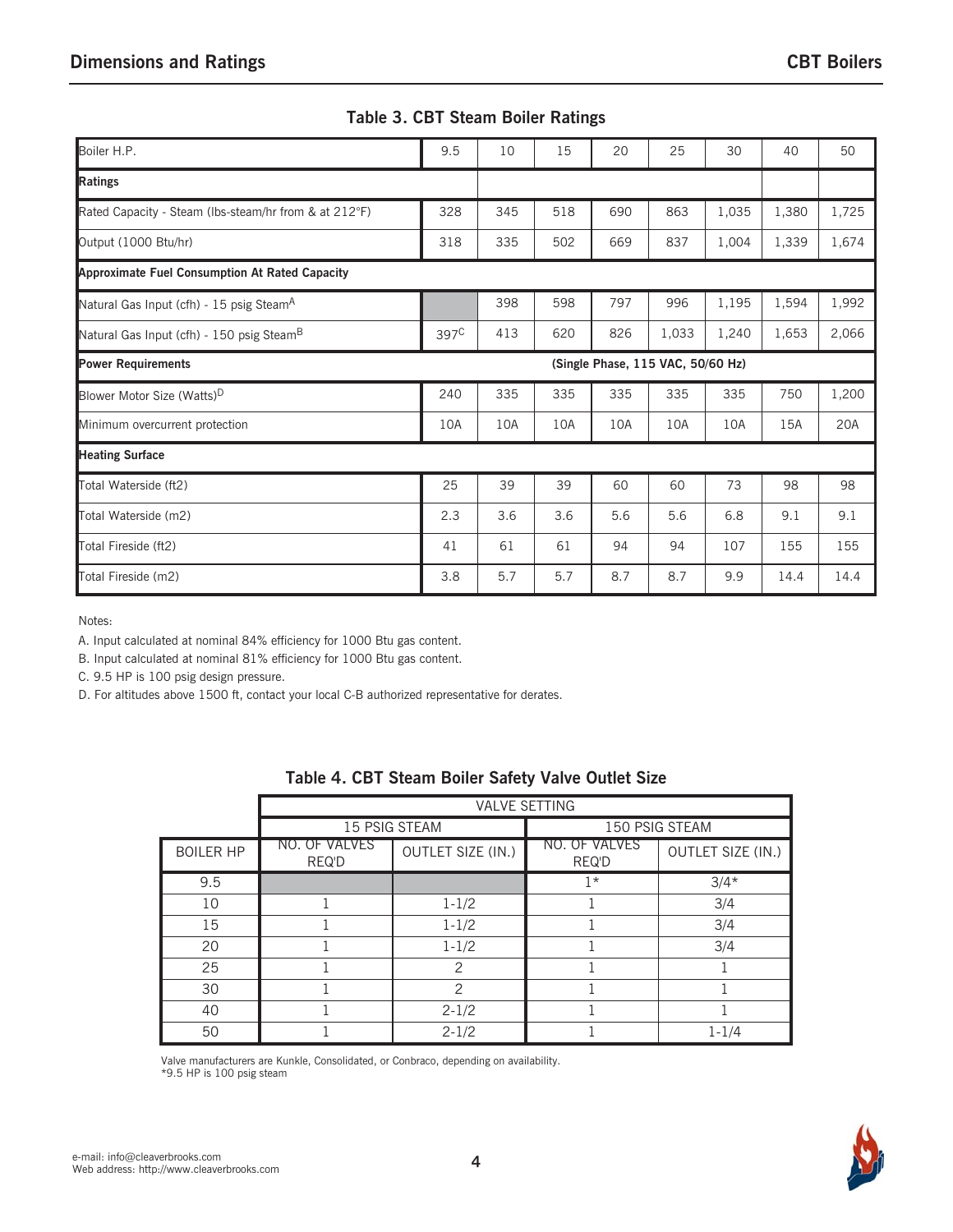## Table 3. CBT Steam Boiler Ratings

| Boiler H.P. | 9.5 | 10 | 15 | 20 | 25 | 30 | 40 | 50 |
|---|---|---|---|---|---|---|---|---|
| **Ratings** | | | | | | | | |
| Rated Capacity - Steam (lbs-steam/hr from & at 212°F) | 328 | 345 | 518 | 690 | 863 | 1,035 | 1,380 | 1,725 |
| Output (1000 Btu/hr) | 318 | 335 | 502 | 669 | 837 | 1,004 | 1,339 | 1,674 |
| **Approximate Fuel Consumption At Rated Capacity** | | | | | | | | |
| Natural Gas Input (cfh) - 15 psig Steam[A] | | 398 | 598 | 797 | 996 | 1,195 | 1,594 | 1,992 |
| Natural Gas Input (cfh) - 150 psig Steam[B] | 397[C] | 413 | 620 | 826 | 1,033 | 1,240 | 1,653 | 2,066 |
| **Power Requirements** | **(Single Phase, 115 VAC, 50/60 Hz)** | | | | | | | |
| Blower Motor Size (Watts)[D] | 240 | 335 | 335 | 335 | 335 | 335 | 750 | 1,200 |
| Minimum overcurrent protection | 10A | 10A | 10A | 10A | 10A | 10A | 15A | 20A |
| **Heating Surface** | | | | | | | | |
| Total Waterside (ft2) | 25 | 39 | 39 | 60 | 60 | 73 | 98 | 98 |
| Total Waterside (m2) | 2.3 | 3.6 | 3.6 | 5.6 | 5.6 | 6.8 | 9.1 | 9.1 |
| Total Fireside (ft2) | 41 | 61 | 61 | 94 | 94 | 107 | 155 | 155 |
| Total Fireside (m2) | 3.8 | 5.7 | 5.7 | 8.7 | 8.7 | 9.9 | 14.4 | 14.4 |

Notes:

A. Input calculated at nominal 84% efficiency for 1000 Btu gas content.

B. Input calculated at nominal 81% efficiency for 1000 Btu gas content.

C. 9.5 HP is 100 psig design pressure.

D. For altitudes above 1500 ft, contact your local C-B authorized representative for derates.

## Table 4. CBT Steam Boiler Safety Valve Outlet Size

| | VALVE SETTING | | | |
|---|---|---|---|---|
| | 15 PSIG STEAM | | 150 PSIG STEAM | |
| BOILER HP | NO. OF VALVES REQ'D | OUTLET SIZE (IN.) | NO. OF VALVES REQ'D | OUTLET SIZE (IN.) |
| 9.5 | | | 1* | 3/4* |
| 10 | 1 | 1-1/2 | 1 | 3/4 |
| 15 | 1 | 1-1/2 | 1 | 3/4 |
| 20 | 1 | 1-1/2 | 1 | 3/4 |
| 25 | 1 | 2 | 1 | 1 |
| 30 | 1 | 2 | 1 | 1 |
| 40 | 1 | 2-1/2 | 1 | 1 |
| 50 | 1 | 2-1/2 | 1 | 1-1/4 |

Valve manufacturers are Kunkle, Consolidated, or Conbraco, depending on availability.
*9.5 HP is 100 psig steam

e-mail: info@cleaverbrooks.com
Web address: http://www.cleaverbrooks.com